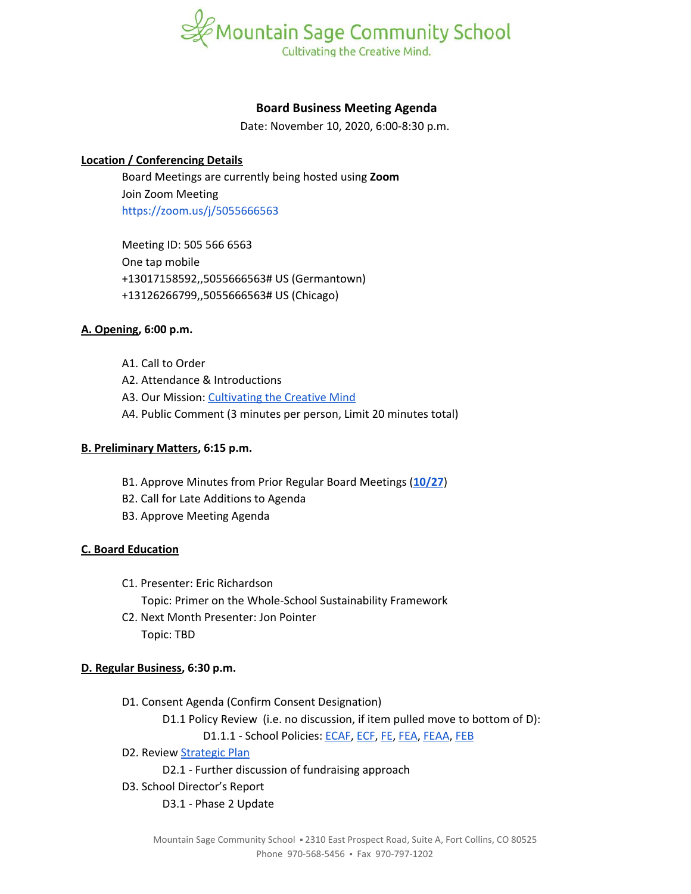Mountain Sage Community School
Cultivating the Creative Mind.

# Board Business Meeting Agenda

Date: November 10, 2020, 6:00-8:30 p.m.

**Location / Conferencing Details**

Board Meetings are currently being hosted using **Zoom**
Join Zoom Meeting
https://zoom.us/j/5055666563

Meeting ID: 505 566 6563
One tap mobile
+13017158592,,5055666563# US (Germantown)
+13126266799,,5055666563# US (Chicago)

**A. Opening, 6:00 p.m.**

- A1. Call to Order
- A2. Attendance & Introductions
- A3. Our Mission: Cultivating the Creative Mind
- A4. Public Comment (3 minutes per person, Limit 20 minutes total)

**B. Preliminary Matters, 6:15 p.m.**

- B1. Approve Minutes from Prior Regular Board Meetings (**10/27**)
- B2. Call for Late Additions to Agenda
- B3. Approve Meeting Agenda

**C. Board Education**

- C1. Presenter: Eric Richardson
  Topic: Primer on the Whole-School Sustainability Framework
- C2. Next Month Presenter: Jon Pointer
  Topic: TBD

**D. Regular Business, 6:30 p.m.**

- D1. Consent Agenda (Confirm Consent Designation)
  - D1.1 Policy Review (i.e. no discussion, if item pulled move to bottom of D):
    - D1.1.1 - School Policies: ECAF, ECF, FE, FEA, FEAA, FEB
- D2. Review Strategic Plan
  - D2.1 - Further discussion of fundraising approach
- D3. School Director's Report
  - D3.1 - Phase 2 Update

Mountain Sage Community School ▪ 2310 East Prospect Road, Suite A, Fort Collins, CO 80525
Phone 970-568-5456 ▪ Fax 970-797-1202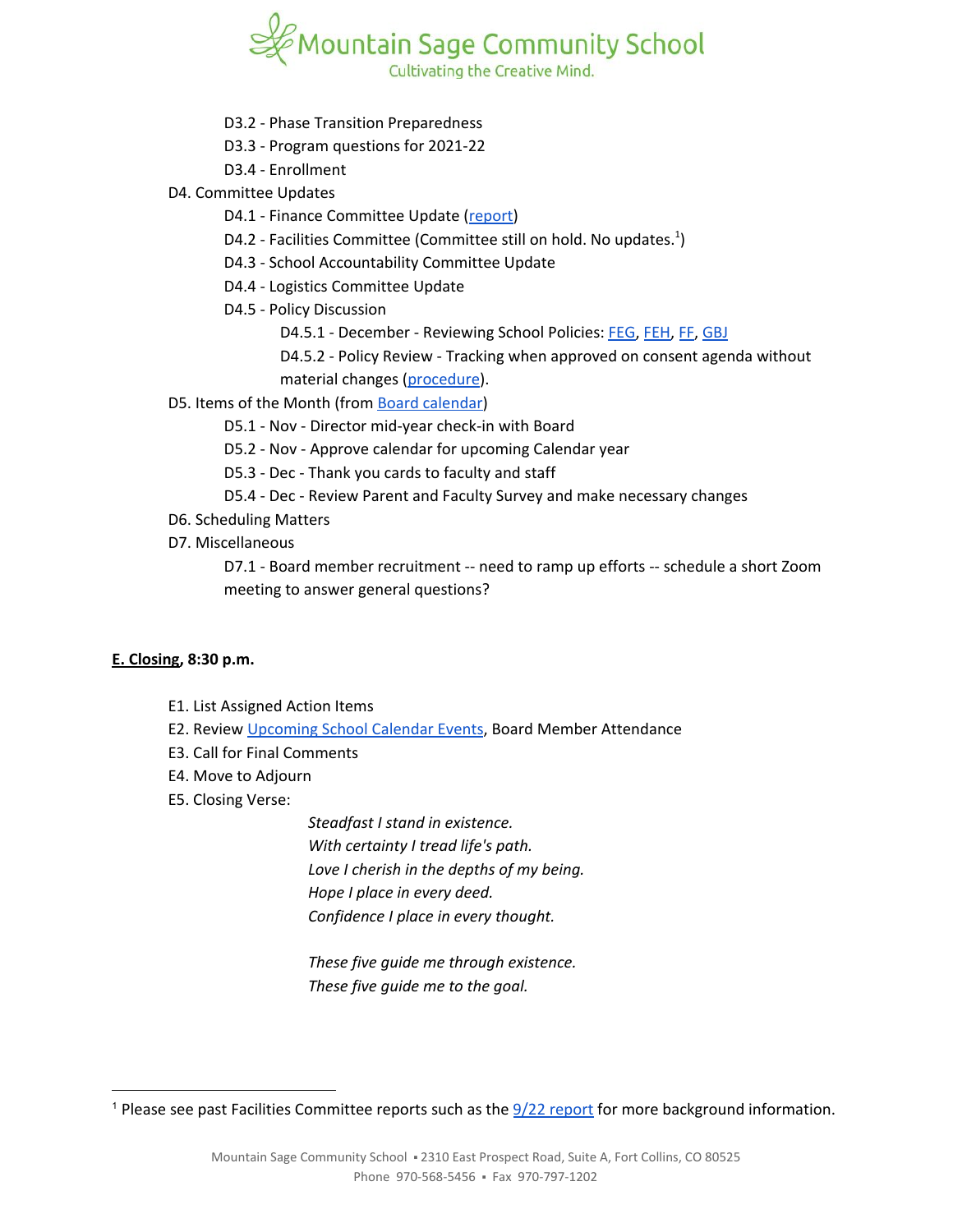D3.2 - Phase Transition Preparedness

D3.3 - Program questions for 2021-22

D3.4 - Enrollment

D4. Committee Updates

D4.1 - Finance Committee Update (report)

D4.2 - Facilities Committee (Committee still on hold. No updates.[1])

D4.3 - School Accountability Committee Update

D4.4 - Logistics Committee Update

D4.5 - Policy Discussion

D4.5.1 - December - Reviewing School Policies: FEG, FEH, FF, GBJ

D4.5.2 - Policy Review - Tracking when approved on consent agenda without material changes (procedure).

D5. Items of the Month (from Board calendar)

D5.1 - Nov - Director mid-year check-in with Board

D5.2 - Nov - Approve calendar for upcoming Calendar year

D5.3 - Dec - Thank you cards to faculty and staff

D5.4 - Dec - Review Parent and Faculty Survey and make necessary changes

D6. Scheduling Matters

D7. Miscellaneous

D7.1 - Board member recruitment -- need to ramp up efforts -- schedule a short Zoom meeting to answer general questions?

**E. Closing, 8:30 p.m.**

E1. List Assigned Action Items

E2. Review Upcoming School Calendar Events, Board Member Attendance

E3. Call for Final Comments

E4. Move to Adjourn

E5. Closing Verse:

*Steadfast I stand in existence.*
*With certainty I tread life's path.*
*Love I cherish in the depths of my being.*
*Hope I place in every deed.*
*Confidence I place in every thought.*

*These five guide me through existence.*
*These five guide me to the goal.*

[1] Please see past Facilities Committee reports such as the 9/22 report for more background information.